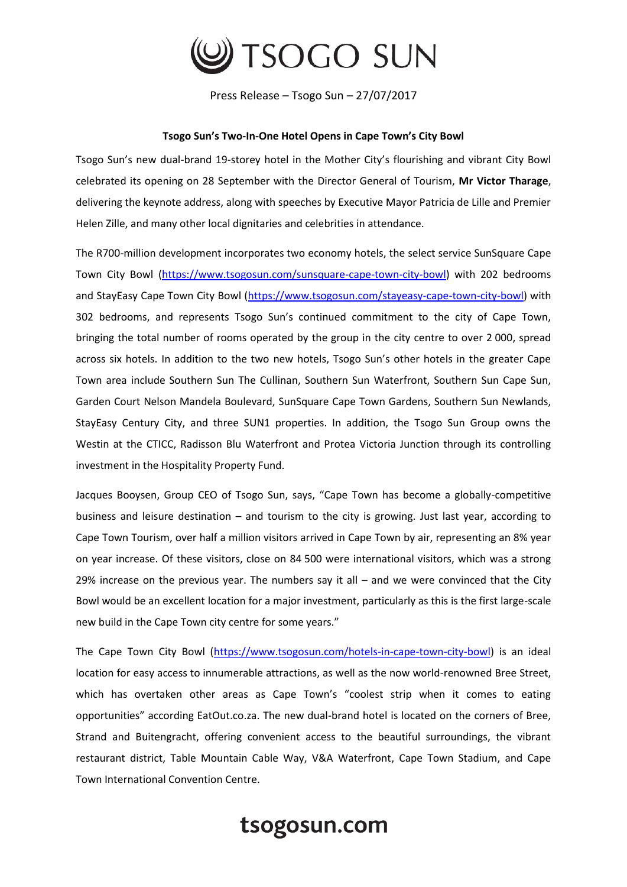# TSOGO SUN

Press Release – Tsogo Sun – 27/07/2017

**Tsogo Sun's Two-In-One Hotel Opens in Cape Town's City Bowl**

Tsogo Sun's new dual-brand 19-storey hotel in the Mother City's flourishing and vibrant City Bowl celebrated its opening on 28 September with the Director General of Tourism, **Mr Victor Tharage**, delivering the keynote address, along with speeches by Executive Mayor Patricia de Lille and Premier Helen Zille, and many other local dignitaries and celebrities in attendance.

The R700-million development incorporates two economy hotels, the select service SunSquare Cape Town City Bowl (https://www.tsogosun.com/sunsquare-cape-town-city-bowl) with 202 bedrooms and StayEasy Cape Town City Bowl (https://www.tsogosun.com/stayeasy-cape-town-city-bowl) with 302 bedrooms, and represents Tsogo Sun's continued commitment to the city of Cape Town, bringing the total number of rooms operated by the group in the city centre to over 2 000, spread across six hotels. In addition to the two new hotels, Tsogo Sun's other hotels in the greater Cape Town area include Southern Sun The Cullinan, Southern Sun Waterfront, Southern Sun Cape Sun, Garden Court Nelson Mandela Boulevard, SunSquare Cape Town Gardens, Southern Sun Newlands, StayEasy Century City, and three SUN1 properties. In addition, the Tsogo Sun Group owns the Westin at the CTICC, Radisson Blu Waterfront and Protea Victoria Junction through its controlling investment in the Hospitality Property Fund.

Jacques Booysen, Group CEO of Tsogo Sun, says, "Cape Town has become a globally-competitive business and leisure destination – and tourism to the city is growing. Just last year, according to Cape Town Tourism, over half a million visitors arrived in Cape Town by air, representing an 8% year on year increase. Of these visitors, close on 84 500 were international visitors, which was a strong 29% increase on the previous year. The numbers say it all – and we were convinced that the City Bowl would be an excellent location for a major investment, particularly as this is the first large-scale new build in the Cape Town city centre for some years."

The Cape Town City Bowl (https://www.tsogosun.com/hotels-in-cape-town-city-bowl) is an ideal location for easy access to innumerable attractions, as well as the now world-renowned Bree Street, which has overtaken other areas as Cape Town's "coolest strip when it comes to eating opportunities" according EatOut.co.za. The new dual-brand hotel is located on the corners of Bree, Strand and Buitengracht, offering convenient access to the beautiful surroundings, the vibrant restaurant district, Table Mountain Cable Way, V&A Waterfront, Cape Town Stadium, and Cape Town International Convention Centre.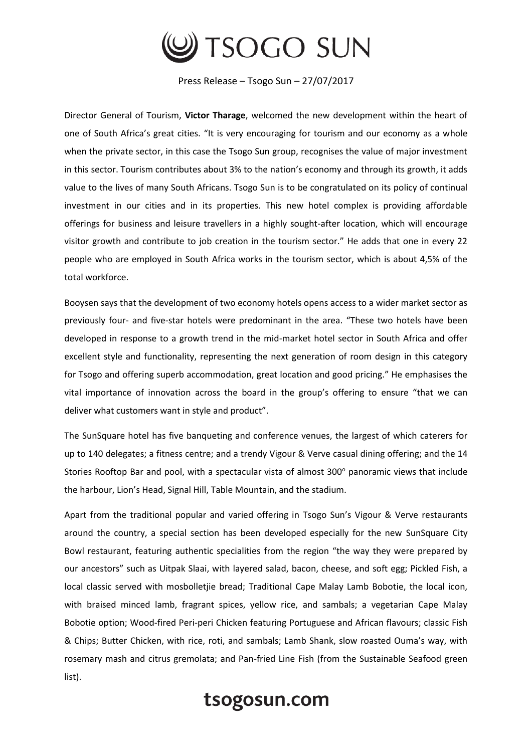Director General of Tourism, **Victor Tharage**, welcomed the new development within the heart of one of South Africa's great cities. "It is very encouraging for tourism and our economy as a whole when the private sector, in this case the Tsogo Sun group, recognises the value of major investment in this sector. Tourism contributes about 3% to the nation's economy and through its growth, it adds value to the lives of many South Africans. Tsogo Sun is to be congratulated on its policy of continual investment in our cities and in its properties. This new hotel complex is providing affordable offerings for business and leisure travellers in a highly sought-after location, which will encourage visitor growth and contribute to job creation in the tourism sector." He adds that one in every 22 people who are employed in South Africa works in the tourism sector, which is about 4,5% of the total workforce.

Booysen says that the development of two economy hotels opens access to a wider market sector as previously four- and five-star hotels were predominant in the area. "These two hotels have been developed in response to a growth trend in the mid-market hotel sector in South Africa and offer excellent style and functionality, representing the next generation of room design in this category for Tsogo and offering superb accommodation, great location and good pricing." He emphasises the vital importance of innovation across the board in the group's offering to ensure "that we can deliver what customers want in style and product".

The SunSquare hotel has five banqueting and conference venues, the largest of which caterers for up to 140 delegates; a fitness centre; and a trendy Vigour & Verve casual dining offering; and the 14 Stories Rooftop Bar and pool, with a spectacular vista of almost 300° panoramic views that include the harbour, Lion's Head, Signal Hill, Table Mountain, and the stadium.

Apart from the traditional popular and varied offering in Tsogo Sun's Vigour & Verve restaurants around the country, a special section has been developed especially for the new SunSquare City Bowl restaurant, featuring authentic specialities from the region "the way they were prepared by our ancestors" such as Uitpak Slaai, with layered salad, bacon, cheese, and soft egg; Pickled Fish, a local classic served with mosbolletjie bread; Traditional Cape Malay Lamb Bobotie, the local icon, with braised minced lamb, fragrant spices, yellow rice, and sambals; a vegetarian Cape Malay Bobotie option; Wood-fired Peri-peri Chicken featuring Portuguese and African flavours; classic Fish & Chips; Butter Chicken, with rice, roti, and sambals; Lamb Shank, slow roasted Ouma's way, with rosemary mash and citrus gremolata; and Pan-fried Line Fish (from the Sustainable Seafood green list).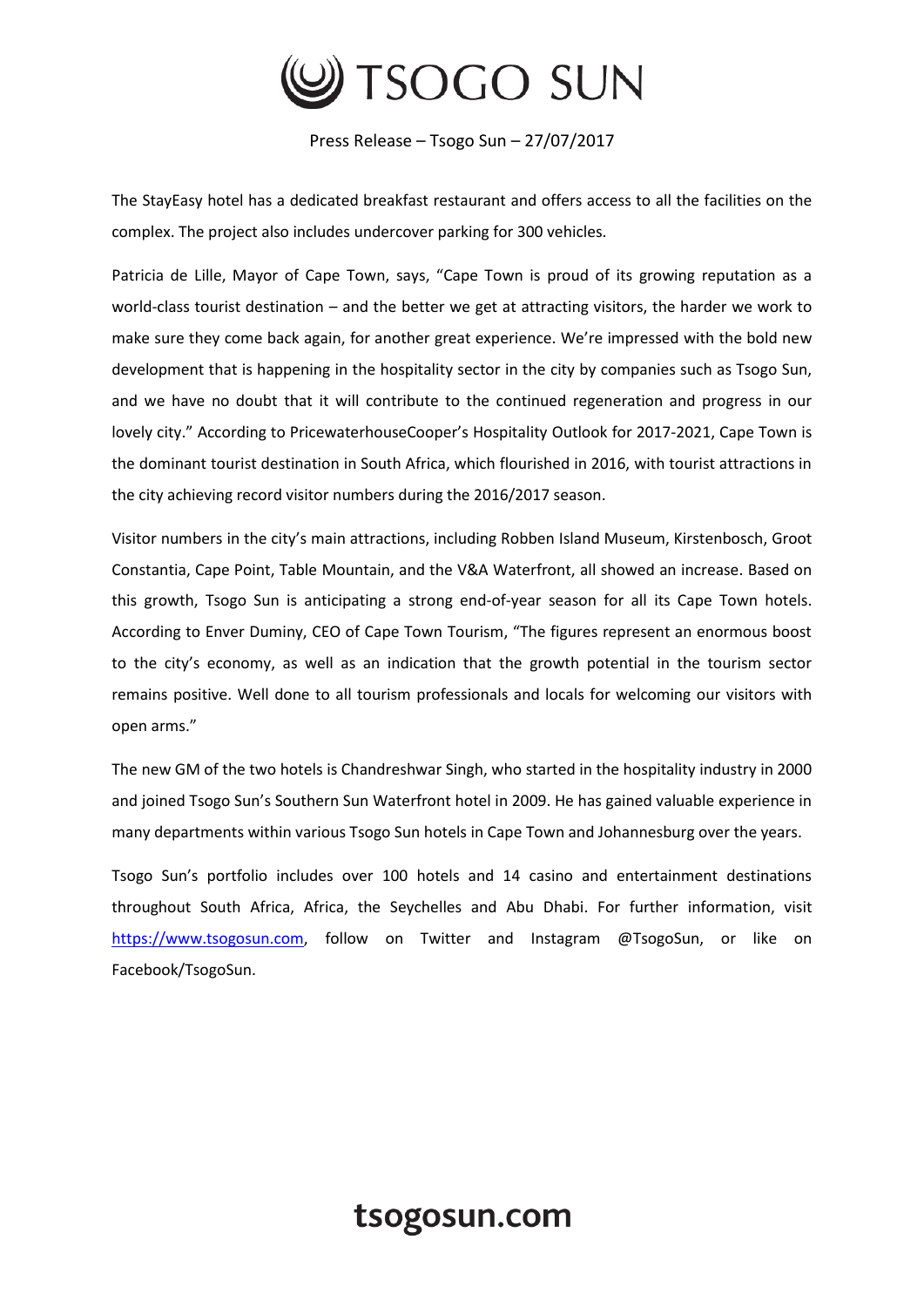The StayEasy hotel has a dedicated breakfast restaurant and offers access to all the facilities on the complex. The project also includes undercover parking for 300 vehicles.

Patricia de Lille, Mayor of Cape Town, says, "Cape Town is proud of its growing reputation as a world-class tourist destination – and the better we get at attracting visitors, the harder we work to make sure they come back again, for another great experience. We're impressed with the bold new development that is happening in the hospitality sector in the city by companies such as Tsogo Sun, and we have no doubt that it will contribute to the continued regeneration and progress in our lovely city." According to PricewaterhouseCooper's Hospitality Outlook for 2017-2021, Cape Town is the dominant tourist destination in South Africa, which flourished in 2016, with tourist attractions in the city achieving record visitor numbers during the 2016/2017 season.

Visitor numbers in the city's main attractions, including Robben Island Museum, Kirstenbosch, Groot Constantia, Cape Point, Table Mountain, and the V&A Waterfront, all showed an increase. Based on this growth, Tsogo Sun is anticipating a strong end-of-year season for all its Cape Town hotels. According to Enver Duminy, CEO of Cape Town Tourism, "The figures represent an enormous boost to the city's economy, as well as an indication that the growth potential in the tourism sector remains positive. Well done to all tourism professionals and locals for welcoming our visitors with open arms."

The new GM of the two hotels is Chandreshwar Singh, who started in the hospitality industry in 2000 and joined Tsogo Sun's Southern Sun Waterfront hotel in 2009. He has gained valuable experience in many departments within various Tsogo Sun hotels in Cape Town and Johannesburg over the years.

Tsogo Sun's portfolio includes over 100 hotels and 14 casino and entertainment destinations throughout South Africa, Africa, the Seychelles and Abu Dhabi. For further information, visit https://www.tsogosun.com, follow on Twitter and Instagram @TsogoSun, or like on Facebook/TsogoSun.